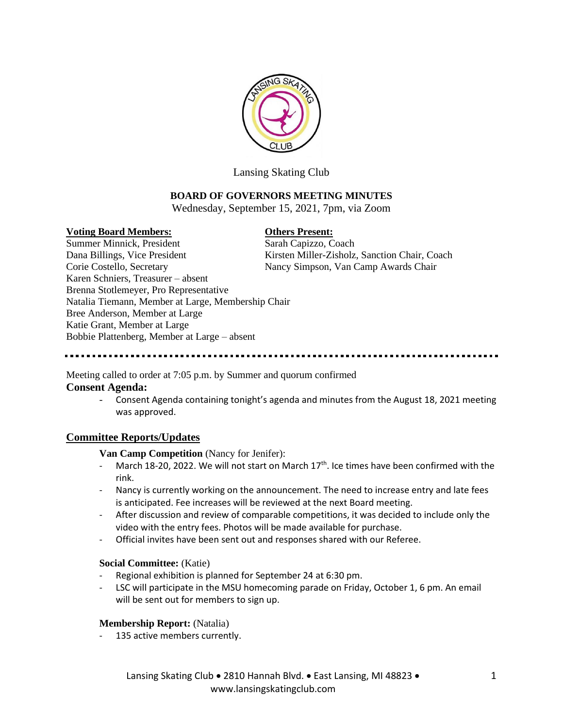Lansing Skating Club

**BOARD OF GOVERNORS MEETING MINUTES**

Wednesday, September 15, 2021, 7pm, via Zoom

**Voting Board Members:**

Summer Minnick, President
Dana Billings, Vice President
Corie Costello, Secretary
Karen Schniers, Treasurer – absent
Brenna Stotlemeyer, Pro Representative
Natalia Tiemann, Member at Large, Membership Chair
Bree Anderson, Member at Large
Katie Grant, Member at Large
Bobbie Plattenberg, Member at Large – absent

**Others Present:**

Sarah Capizzo, Coach
Kirsten Miller-Zisholz, Sanction Chair, Coach
Nancy Simpson, Van Camp Awards Chair

---

Meeting called to order at 7:05 p.m. by Summer and quorum confirmed

## Consent Agenda:

- Consent Agenda containing tonight's agenda and minutes from the August 18, 2021 meeting was approved.

## Committee Reports/Updates

**Van Camp Competition** (Nancy for Jenifer):

- March 18-20, 2022. We will not start on March 17th. Ice times have been confirmed with the rink.
- Nancy is currently working on the announcement. The need to increase entry and late fees is anticipated. Fee increases will be reviewed at the next Board meeting.
- After discussion and review of comparable competitions, it was decided to include only the video with the entry fees. Photos will be made available for purchase.
- Official invites have been sent out and responses shared with our Referee.

**Social Committee:** (Katie)

- Regional exhibition is planned for September 24 at 6:30 pm.
- LSC will participate in the MSU homecoming parade on Friday, October 1, 6 pm. An email will be sent out for members to sign up.

**Membership Report:** (Natalia)

- 135 active members currently.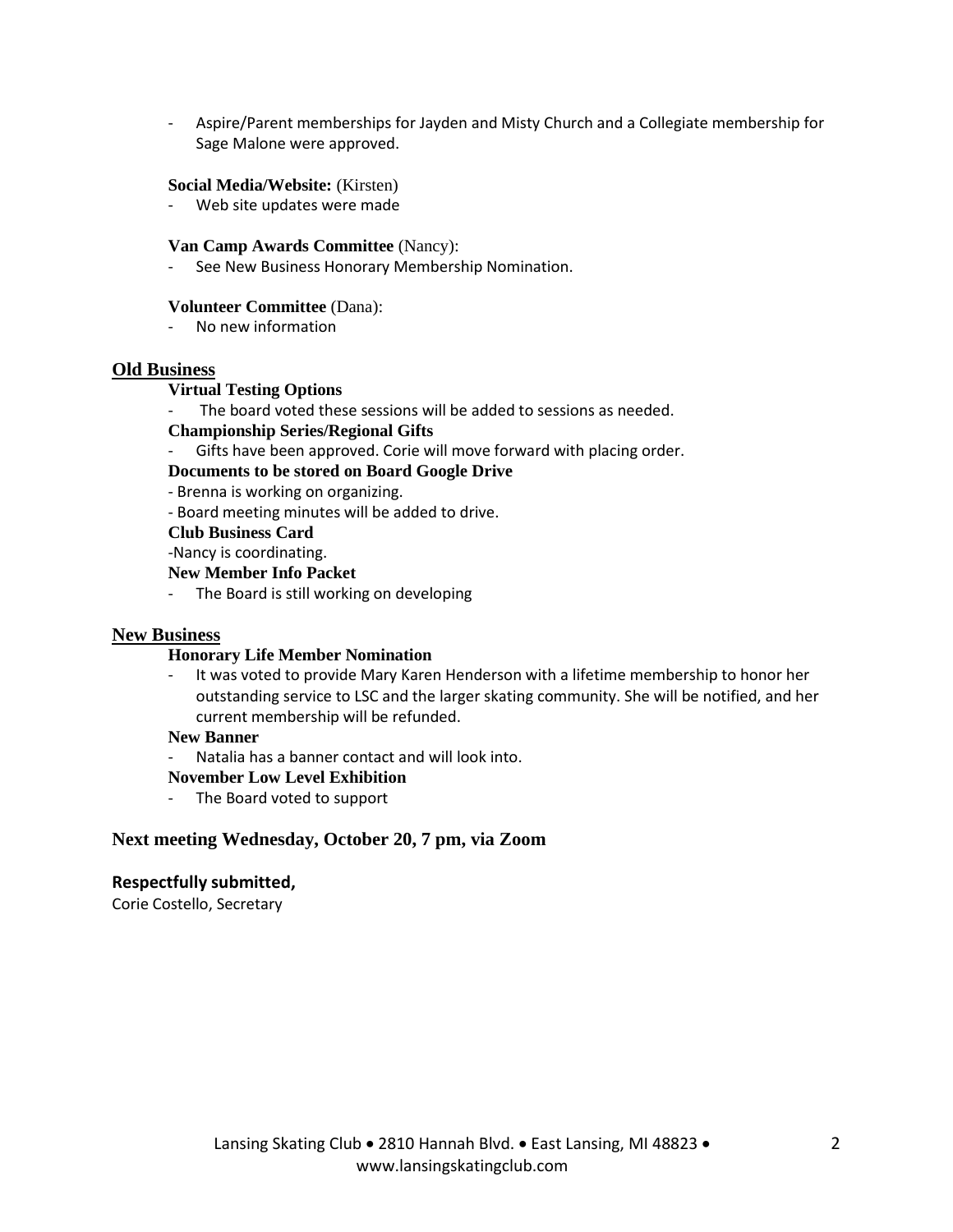- Aspire/Parent memberships for Jayden and Misty Church and a Collegiate membership for Sage Malone were approved.

**Social Media/Website:** (Kirsten)

- Web site updates were made

**Van Camp Awards Committee** (Nancy):

- See New Business Honorary Membership Nomination.

**Volunteer Committee** (Dana):

- No new information

## Old Business

**Virtual Testing Options**

- The board voted these sessions will be added to sessions as needed.

**Championship Series/Regional Gifts**

- Gifts have been approved. Corie will move forward with placing order.

**Documents to be stored on Board Google Drive**

- Brenna is working on organizing.
- Board meeting minutes will be added to drive.

**Club Business Card**

- Nancy is coordinating.

**New Member Info Packet**

- The Board is still working on developing

## New Business

**Honorary Life Member Nomination**

- It was voted to provide Mary Karen Henderson with a lifetime membership to honor her outstanding service to LSC and the larger skating community. She will be notified, and her current membership will be refunded.

**New Banner**

- Natalia has a banner contact and will look into.

**November Low Level Exhibition**

- The Board voted to support

### Next meeting Wednesday, October 20, 7 pm, via Zoom

**Respectfully submitted,**

Corie Costello, Secretary